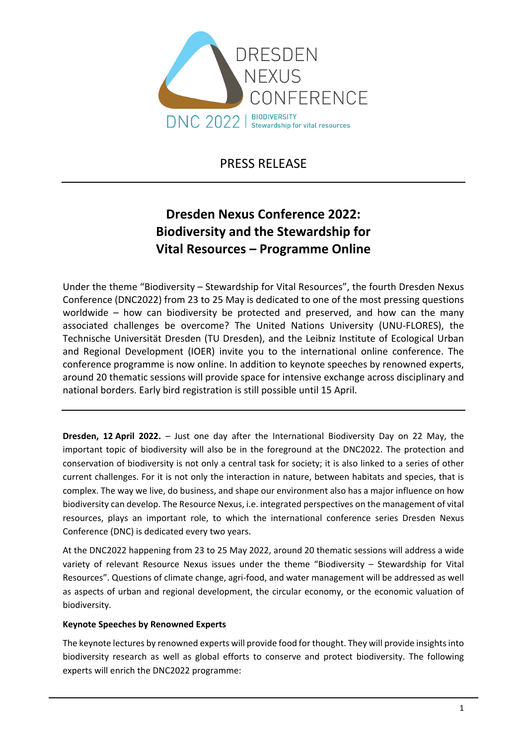DRESDEN NEXUS CONFERENCE

DNC 2022 | BIODIVERSITY Stewardship for vital resources

PRESS RELEASE

# Dresden Nexus Conference 2022: Biodiversity and the Stewardship for Vital Resources – Programme Online

Under the theme "Biodiversity – Stewardship for Vital Resources", the fourth Dresden Nexus Conference (DNC2022) from 23 to 25 May is dedicated to one of the most pressing questions worldwide – how can biodiversity be protected and preserved, and how can the many associated challenges be overcome? The United Nations University (UNU-FLORES), the Technische Universität Dresden (TU Dresden), and the Leibniz Institute of Ecological Urban and Regional Development (IOER) invite you to the international online conference. The conference programme is now online. In addition to keynote speeches by renowned experts, around 20 thematic sessions will provide space for intensive exchange across disciplinary and national borders. Early bird registration is still possible until 15 April.

---

**Dresden, 12 April 2022.** – Just one day after the International Biodiversity Day on 22 May, the important topic of biodiversity will also be in the foreground at the DNC2022. The protection and conservation of biodiversity is not only a central task for society; it is also linked to a series of other current challenges. For it is not only the interaction in nature, between habitats and species, that is complex. The way we live, do business, and shape our environment also has a major influence on how biodiversity can develop. The Resource Nexus, i.e. integrated perspectives on the management of vital resources, plays an important role, to which the international conference series Dresden Nexus Conference (DNC) is dedicated every two years.

At the DNC2022 happening from 23 to 25 May 2022, around 20 thematic sessions will address a wide variety of relevant Resource Nexus issues under the theme "Biodiversity – Stewardship for Vital Resources". Questions of climate change, agri-food, and water management will be addressed as well as aspects of urban and regional development, the circular economy, or the economic valuation of biodiversity.

**Keynote Speeches by Renowned Experts**

The keynote lectures by renowned experts will provide food for thought. They will provide insights into biodiversity research as well as global efforts to conserve and protect biodiversity. The following experts will enrich the DNC2022 programme: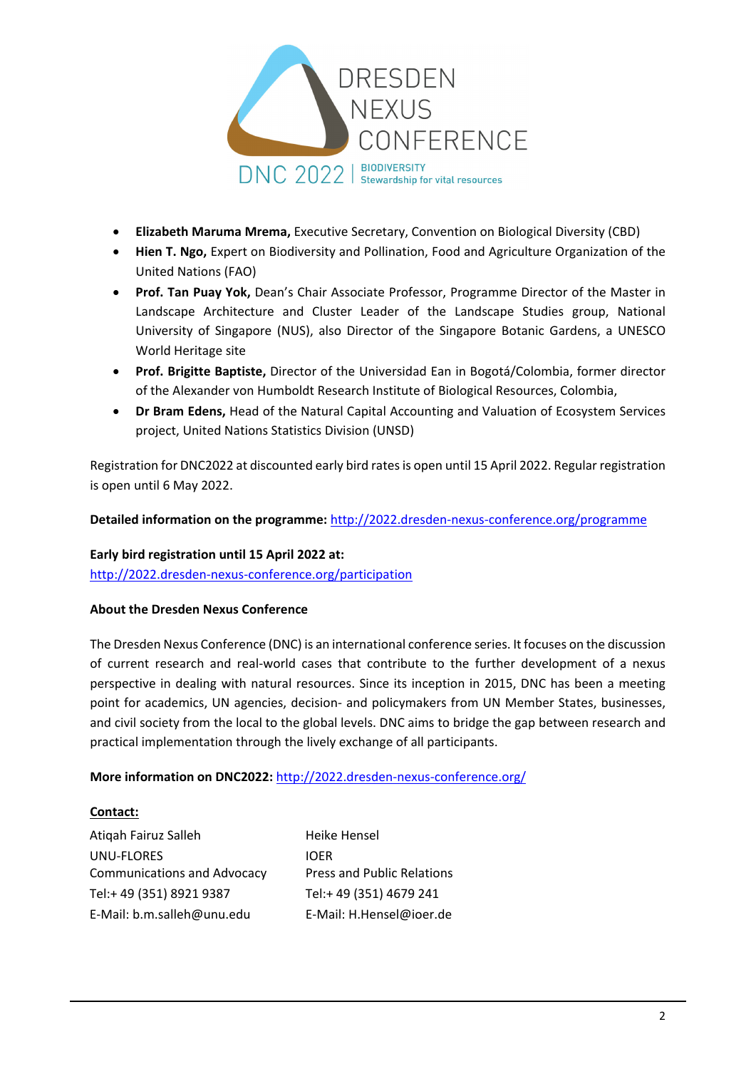- **Elizabeth Maruma Mrema,** Executive Secretary, Convention on Biological Diversity (CBD)
- **Hien T. Ngo,** Expert on Biodiversity and Pollination, Food and Agriculture Organization of the United Nations (FAO)
- **Prof. Tan Puay Yok,** Dean's Chair Associate Professor, Programme Director of the Master in Landscape Architecture and Cluster Leader of the Landscape Studies group, National University of Singapore (NUS), also Director of the Singapore Botanic Gardens, a UNESCO World Heritage site
- **Prof. Brigitte Baptiste,** Director of the Universidad Ean in Bogotá/Colombia, former director of the Alexander von Humboldt Research Institute of Biological Resources, Colombia,
- **Dr Bram Edens,** Head of the Natural Capital Accounting and Valuation of Ecosystem Services project, United Nations Statistics Division (UNSD)

Registration for DNC2022 at discounted early bird rates is open until 15 April 2022. Regular registration is open until 6 May 2022.

**Detailed information on the programme:** http://2022.dresden-nexus-conference.org/programme

**Early bird registration until 15 April 2022 at:**
http://2022.dresden-nexus-conference.org/participation

**About the Dresden Nexus Conference**

The Dresden Nexus Conference (DNC) is an international conference series. It focuses on the discussion of current research and real-world cases that contribute to the further development of a nexus perspective in dealing with natural resources. Since its inception in 2015, DNC has been a meeting point for academics, UN agencies, decision- and policymakers from UN Member States, businesses, and civil society from the local to the global levels. DNC aims to bridge the gap between research and practical implementation through the lively exchange of all participants.

**More information on DNC2022:** http://2022.dresden-nexus-conference.org/

**Contact:**

Atiqah Fairuz Salleh
UNU-FLORES
Communications and Advocacy
Tel:+ 49 (351) 8921 9387
E-Mail: b.m.salleh@unu.edu

Heike Hensel
IOER
Press and Public Relations
Tel:+ 49 (351) 4679 241
E-Mail: H.Hensel@ioer.de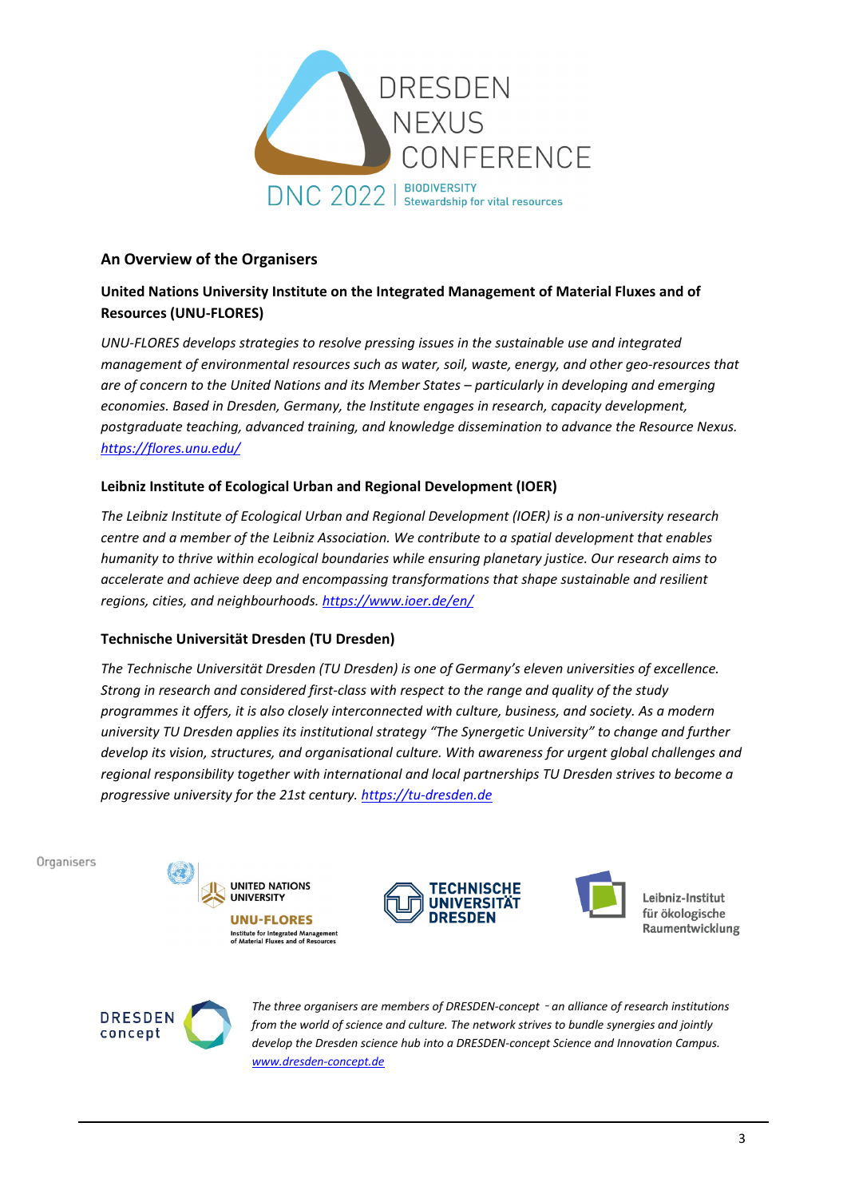DRESDEN NEXUS CONFERENCE

DNC 2022 | BIODIVERSITY Stewardship for vital resources

## An Overview of the Organisers

### United Nations University Institute on the Integrated Management of Material Fluxes and of Resources (UNU-FLORES)

*UNU-FLORES develops strategies to resolve pressing issues in the sustainable use and integrated management of environmental resources such as water, soil, waste, energy, and other geo-resources that are of concern to the United Nations and its Member States – particularly in developing and emerging economies. Based in Dresden, Germany, the Institute engages in research, capacity development, postgraduate teaching, advanced training, and knowledge dissemination to advance the Resource Nexus.* [https://flores.unu.edu/](https://flores.unu.edu/)

### Leibniz Institute of Ecological Urban and Regional Development (IOER)

*The Leibniz Institute of Ecological Urban and Regional Development (IOER) is a non-university research centre and a member of the Leibniz Association. We contribute to a spatial development that enables humanity to thrive within ecological boundaries while ensuring planetary justice. Our research aims to accelerate and achieve deep and encompassing transformations that shape sustainable and resilient regions, cities, and neighbourhoods.* [https://www.ioer.de/en/](https://www.ioer.de/en/)

### Technische Universität Dresden (TU Dresden)

*The Technische Universität Dresden (TU Dresden) is one of Germany's eleven universities of excellence. Strong in research and considered first-class with respect to the range and quality of the study programmes it offers, it is also closely interconnected with culture, business, and society. As a modern university TU Dresden applies its institutional strategy "The Synergetic University" to change and further develop its vision, structures, and organisational culture. With awareness for urgent global challenges and regional responsibility together with international and local partnerships TU Dresden strives to become a progressive university for the 21st century.* [https://tu-dresden.de](https://tu-dresden.de)

Organisers

UNITED NATIONS UNIVERSITY
UNU-FLORES
Institute for Integrated Management of Material Fluxes and of Resources

TECHNISCHE UNIVERSITÄT DRESDEN

Leibniz-Institut für ökologische Raumentwicklung

DRESDEN concept

*The three organisers are members of DRESDEN-concept - an alliance of research institutions from the world of science and culture. The network strives to bundle synergies and jointly develop the Dresden science hub into a DRESDEN-concept Science and Innovation Campus.* [www.dresden-concept.de](www.dresden-concept.de)